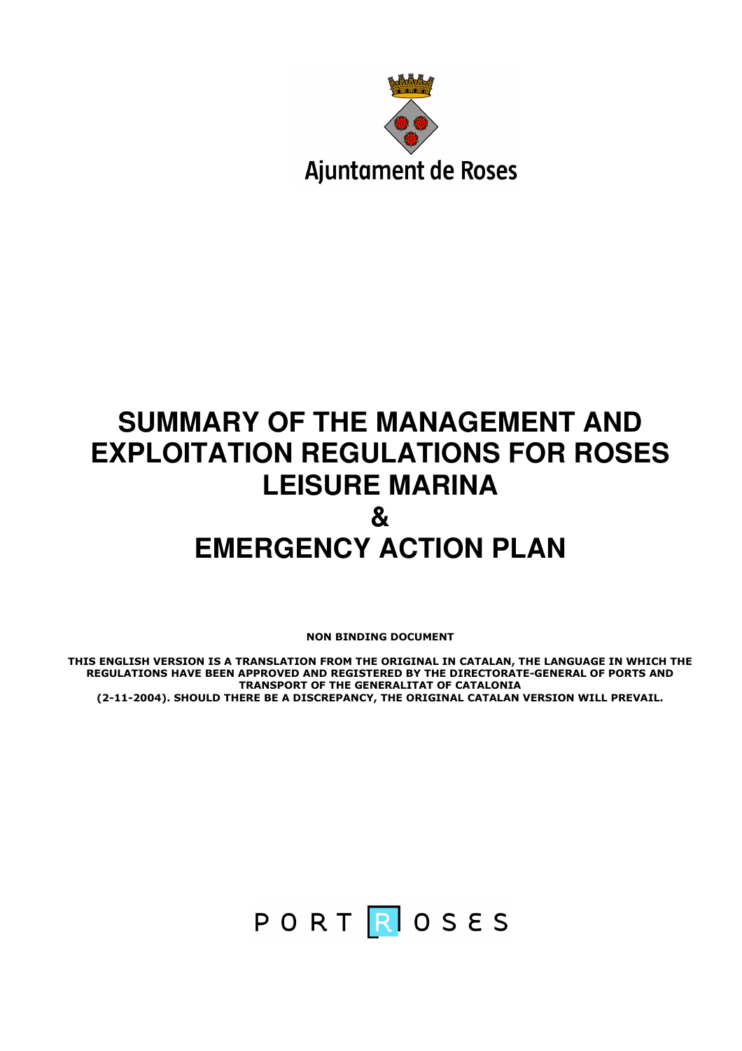Ajuntament de Roses

# SUMMARY OF THE MANAGEMENT AND EXPLOITATION REGULATIONS FOR ROSES LEISURE MARINA
# &
# EMERGENCY ACTION PLAN

**NON BINDING DOCUMENT**

**THIS ENGLISH VERSION IS A TRANSLATION FROM THE ORIGINAL IN CATALAN, THE LANGUAGE IN WHICH THE REGULATIONS HAVE BEEN APPROVED AND REGISTERED BY THE DIRECTORATE-GENERAL OF PORTS AND TRANSPORT OF THE GENERALITAT OF CATALONIA (2-11-2004). SHOULD THERE BE A DISCREPANCY, THE ORIGINAL CATALAN VERSION WILL PREVAIL.**

PORT ROSES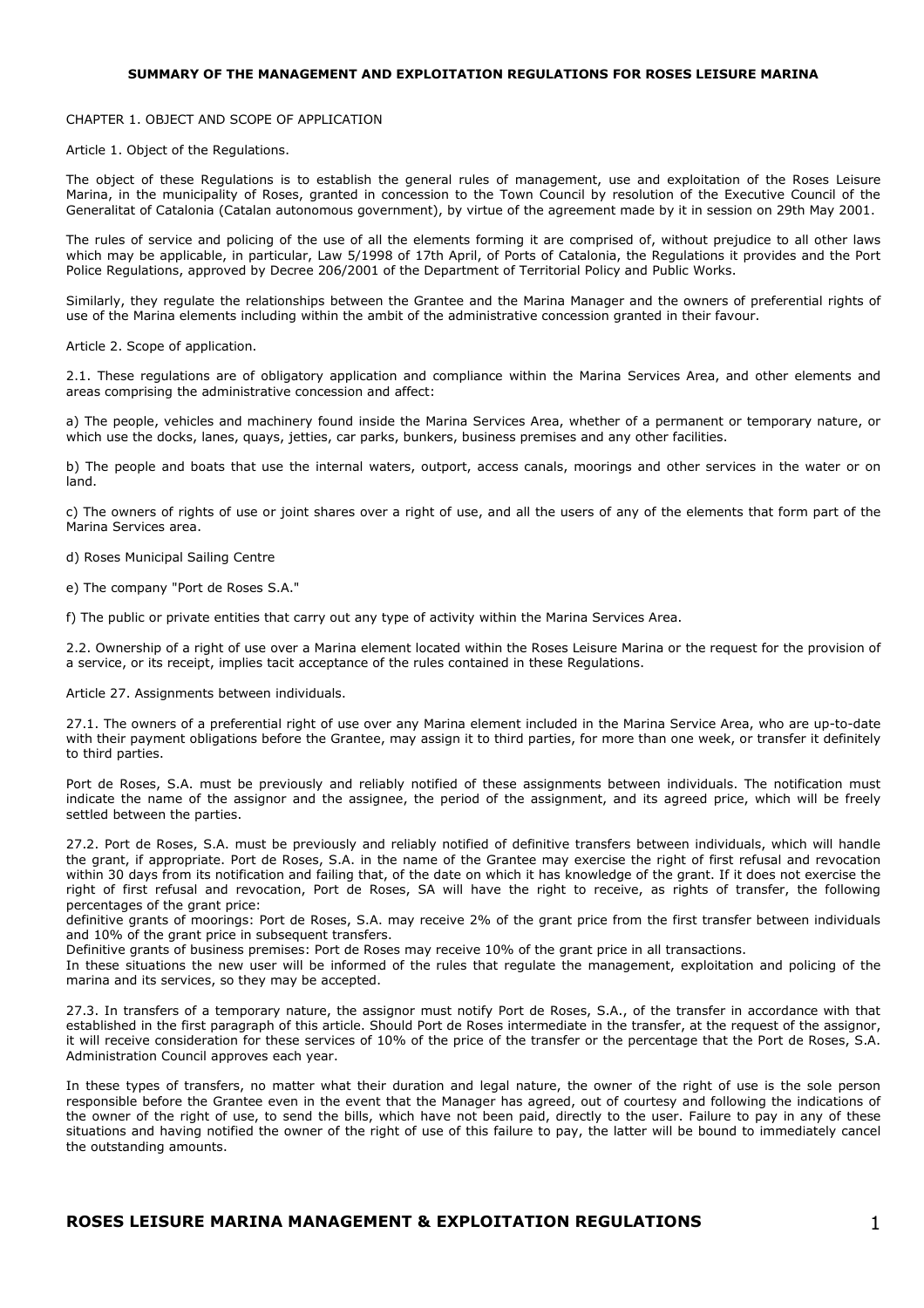**SUMMARY OF THE MANAGEMENT AND EXPLOITATION REGULATIONS FOR ROSES LEISURE MARINA**

CHAPTER 1. OBJECT AND SCOPE OF APPLICATION

Article 1. Object of the Regulations.

The object of these Regulations is to establish the general rules of management, use and exploitation of the Roses Leisure Marina, in the municipality of Roses, granted in concession to the Town Council by resolution of the Executive Council of the Generalitat of Catalonia (Catalan autonomous government), by virtue of the agreement made by it in session on 29th May 2001.

The rules of service and policing of the use of all the elements forming it are comprised of, without prejudice to all other laws which may be applicable, in particular, Law 5/1998 of 17th April, of Ports of Catalonia, the Regulations it provides and the Port Police Regulations, approved by Decree 206/2001 of the Department of Territorial Policy and Public Works.

Similarly, they regulate the relationships between the Grantee and the Marina Manager and the owners of preferential rights of use of the Marina elements including within the ambit of the administrative concession granted in their favour.

Article 2. Scope of application.

2.1. These regulations are of obligatory application and compliance within the Marina Services Area, and other elements and areas comprising the administrative concession and affect:

a) The people, vehicles and machinery found inside the Marina Services Area, whether of a permanent or temporary nature, or which use the docks, lanes, quays, jetties, car parks, bunkers, business premises and any other facilities.

b) The people and boats that use the internal waters, outport, access canals, moorings and other services in the water or on land.

c) The owners of rights of use or joint shares over a right of use, and all the users of any of the elements that form part of the Marina Services area.

d) Roses Municipal Sailing Centre

e) The company "Port de Roses S.A."

f) The public or private entities that carry out any type of activity within the Marina Services Area.

2.2. Ownership of a right of use over a Marina element located within the Roses Leisure Marina or the request for the provision of a service, or its receipt, implies tacit acceptance of the rules contained in these Regulations.

Article 27. Assignments between individuals.

27.1. The owners of a preferential right of use over any Marina element included in the Marina Service Area, who are up-to-date with their payment obligations before the Grantee, may assign it to third parties, for more than one week, or transfer it definitely to third parties.

Port de Roses, S.A. must be previously and reliably notified of these assignments between individuals. The notification must indicate the name of the assignor and the assignee, the period of the assignment, and its agreed price, which will be freely settled between the parties.

27.2. Port de Roses, S.A. must be previously and reliably notified of definitive transfers between individuals, which will handle the grant, if appropriate. Port de Roses, S.A. in the name of the Grantee may exercise the right of first refusal and revocation within 30 days from its notification and failing that, of the date on which it has knowledge of the grant. If it does not exercise the right of first refusal and revocation, Port de Roses, SA will have the right to receive, as rights of transfer, the following percentages of the grant price:
definitive grants of moorings: Port de Roses, S.A. may receive 2% of the grant price from the first transfer between individuals and 10% of the grant price in subsequent transfers.
Definitive grants of business premises: Port de Roses may receive 10% of the grant price in all transactions.
In these situations the new user will be informed of the rules that regulate the management, exploitation and policing of the marina and its services, so they may be accepted.

27.3. In transfers of a temporary nature, the assignor must notify Port de Roses, S.A., of the transfer in accordance with that established in the first paragraph of this article. Should Port de Roses intermediate in the transfer, at the request of the assignor, it will receive consideration for these services of 10% of the price of the transfer or the percentage that the Port de Roses, S.A. Administration Council approves each year.

In these types of transfers, no matter what their duration and legal nature, the owner of the right of use is the sole person responsible before the Grantee even in the event that the Manager has agreed, out of courtesy and following the indications of the owner of the right of use, to send the bills, which have not been paid, directly to the user. Failure to pay in any of these situations and having notified the owner of the right of use of this failure to pay, the latter will be bound to immediately cancel the outstanding amounts.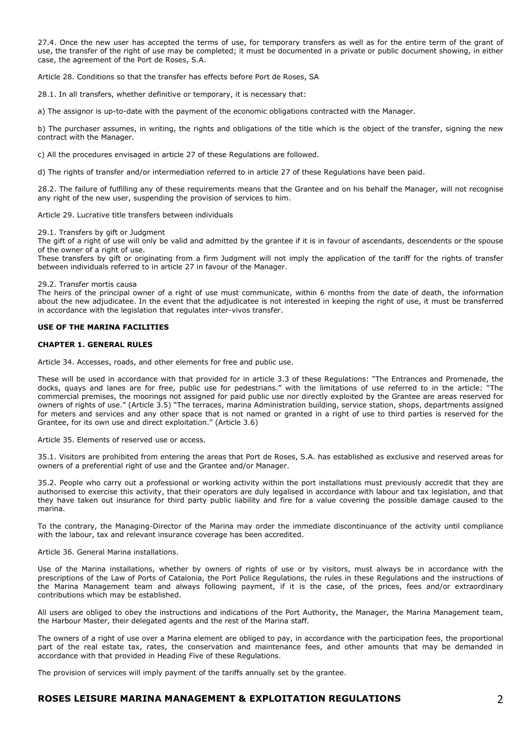27.4. Once the new user has accepted the terms of use, for temporary transfers as well as for the entire term of the grant of use, the transfer of the right of use may be completed; it must be documented in a private or public document showing, in either case, the agreement of the Port de Roses, S.A.

Article 28. Conditions so that the transfer has effects before Port de Roses, SA

28.1. In all transfers, whether definitive or temporary, it is necessary that:

a) The assignor is up-to-date with the payment of the economic obligations contracted with the Manager.

b) The purchaser assumes, in writing, the rights and obligations of the title which is the object of the transfer, signing the new contract with the Manager.

c) All the procedures envisaged in article 27 of these Regulations are followed.

d) The rights of transfer and/or intermediation referred to in article 27 of these Regulations have been paid.

28.2. The failure of fulfilling any of these requirements means that the Grantee and on his behalf the Manager, will not recognise any right of the new user, suspending the provision of services to him.

Article 29. Lucrative title transfers between individuals

29.1. Transfers by gift or Judgment
The gift of a right of use will only be valid and admitted by the grantee if it is in favour of ascendants, descendents or the spouse of the owner of a right of use.
These transfers by gift or originating from a firm Judgment will not imply the application of the tariff for the rights of transfer between individuals referred to in article 27 in favour of the Manager.

29.2. Transfer mortis causa
The heirs of the principal owner of a right of use must communicate, within 6 months from the date of death, the information about the new adjudicatee. In the event that the adjudicatee is not interested in keeping the right of use, it must be transferred in accordance with the legislation that regulates inter-vivos transfer.

## USE OF THE MARINA FACILITIES

### CHAPTER 1. GENERAL RULES

Article 34. Accesses, roads, and other elements for free and public use.

These will be used in accordance with that provided for in article 3.3 of these Regulations: "The Entrances and Promenade, the docks, quays and lanes are for free, public use for pedestrians." with the limitations of use referred to in the article: "The commercial premises, the moorings not assigned for paid public use nor directly exploited by the Grantee are areas reserved for owners of rights of use." (Article 3.5) "The terraces, marina Administration building, service station, shops, departments assigned for meters and services and any other space that is not named or granted in a right of use to third parties is reserved for the Grantee, for its own use and direct exploitation." (Article 3.6)

Article 35. Elements of reserved use or access.

35.1. Visitors are prohibited from entering the areas that Port de Roses, S.A. has established as exclusive and reserved areas for owners of a preferential right of use and the Grantee and/or Manager.

35.2. People who carry out a professional or working activity within the port installations must previously accredit that they are authorised to exercise this activity, that their operators are duly legalised in accordance with labour and tax legislation, and that they have taken out insurance for third party public liability and fire for a value covering the possible damage caused to the marina.

To the contrary, the Managing-Director of the Marina may order the immediate discontinuance of the activity until compliance with the labour, tax and relevant insurance coverage has been accredited.

Article 36. General Marina installations.

Use of the Marina installations, whether by owners of rights of use or by visitors, must always be in accordance with the prescriptions of the Law of Ports of Catalonia, the Port Police Regulations, the rules in these Regulations and the instructions of the Marina Management team and always following payment, if it is the case, of the prices, fees and/or extraordinary contributions which may be established.

All users are obliged to obey the instructions and indications of the Port Authority, the Manager, the Marina Management team, the Harbour Master, their delegated agents and the rest of the Marina staff.

The owners of a right of use over a Marina element are obliged to pay, in accordance with the participation fees, the proportional part of the real estate tax, rates, the conservation and maintenance fees, and other amounts that may be demanded in accordance with that provided in Heading Five of these Regulations.

The provision of services will imply payment of the tariffs annually set by the grantee.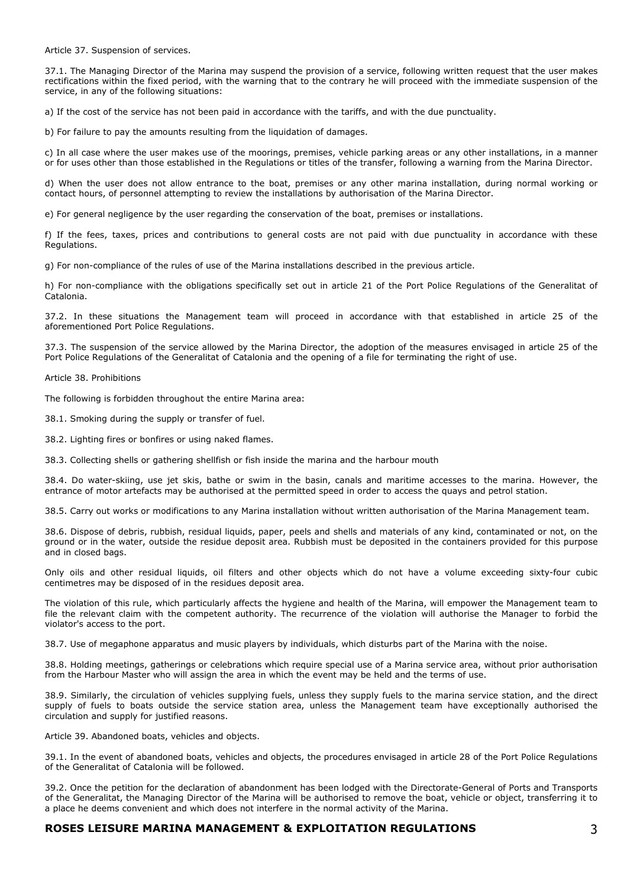Article 37. Suspension of services.

37.1. The Managing Director of the Marina may suspend the provision of a service, following written request that the user makes rectifications within the fixed period, with the warning that to the contrary he will proceed with the immediate suspension of the service, in any of the following situations:

a) If the cost of the service has not been paid in accordance with the tariffs, and with the due punctuality.

b) For failure to pay the amounts resulting from the liquidation of damages.

c) In all case where the user makes use of the moorings, premises, vehicle parking areas or any other installations, in a manner or for uses other than those established in the Regulations or titles of the transfer, following a warning from the Marina Director.

d) When the user does not allow entrance to the boat, premises or any other marina installation, during normal working or contact hours, of personnel attempting to review the installations by authorisation of the Marina Director.

e) For general negligence by the user regarding the conservation of the boat, premises or installations.

f) If the fees, taxes, prices and contributions to general costs are not paid with due punctuality in accordance with these Regulations.

g) For non-compliance of the rules of use of the Marina installations described in the previous article.

h) For non-compliance with the obligations specifically set out in article 21 of the Port Police Regulations of the Generalitat of Catalonia.

37.2. In these situations the Management team will proceed in accordance with that established in article 25 of the aforementioned Port Police Regulations.

37.3. The suspension of the service allowed by the Marina Director, the adoption of the measures envisaged in article 25 of the Port Police Regulations of the Generalitat of Catalonia and the opening of a file for terminating the right of use.

Article 38. Prohibitions

The following is forbidden throughout the entire Marina area:

38.1. Smoking during the supply or transfer of fuel.

38.2. Lighting fires or bonfires or using naked flames.

38.3. Collecting shells or gathering shellfish or fish inside the marina and the harbour mouth

38.4. Do water-skiing, use jet skis, bathe or swim in the basin, canals and maritime accesses to the marina. However, the entrance of motor artefacts may be authorised at the permitted speed in order to access the quays and petrol station.

38.5. Carry out works or modifications to any Marina installation without written authorisation of the Marina Management team.

38.6. Dispose of debris, rubbish, residual liquids, paper, peels and shells and materials of any kind, contaminated or not, on the ground or in the water, outside the residue deposit area. Rubbish must be deposited in the containers provided for this purpose and in closed bags.

Only oils and other residual liquids, oil filters and other objects which do not have a volume exceeding sixty-four cubic centimetres may be disposed of in the residues deposit area.

The violation of this rule, which particularly affects the hygiene and health of the Marina, will empower the Management team to file the relevant claim with the competent authority. The recurrence of the violation will authorise the Manager to forbid the violator's access to the port.

38.7. Use of megaphone apparatus and music players by individuals, which disturbs part of the Marina with the noise.

38.8. Holding meetings, gatherings or celebrations which require special use of a Marina service area, without prior authorisation from the Harbour Master who will assign the area in which the event may be held and the terms of use.

38.9. Similarly, the circulation of vehicles supplying fuels, unless they supply fuels to the marina service station, and the direct supply of fuels to boats outside the service station area, unless the Management team have exceptionally authorised the circulation and supply for justified reasons.

Article 39. Abandoned boats, vehicles and objects.

39.1. In the event of abandoned boats, vehicles and objects, the procedures envisaged in article 28 of the Port Police Regulations of the Generalitat of Catalonia will be followed.

39.2. Once the petition for the declaration of abandonment has been lodged with the Directorate-General of Ports and Transports of the Generalitat, the Managing Director of the Marina will be authorised to remove the boat, vehicle or object, transferring it to a place he deems convenient and which does not interfere in the normal activity of the Marina.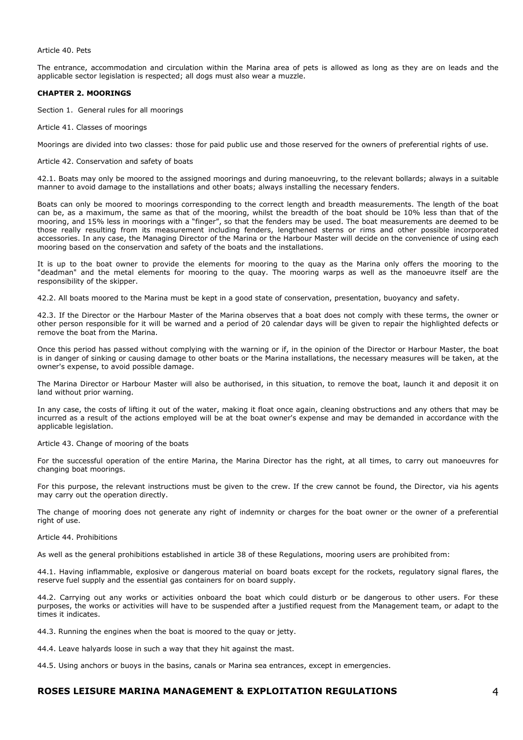Article 40. Pets

The entrance, accommodation and circulation within the Marina area of pets is allowed as long as they are on leads and the applicable sector legislation is respected; all dogs must also wear a muzzle.

## CHAPTER 2. MOORINGS

### Section 1. General rules for all moorings

Article 41. Classes of moorings

Moorings are divided into two classes: those for paid public use and those reserved for the owners of preferential rights of use.

Article 42. Conservation and safety of boats

42.1. Boats may only be moored to the assigned moorings and during manoeuvring, to the relevant bollards; always in a suitable manner to avoid damage to the installations and other boats; always installing the necessary fenders.

Boats can only be moored to moorings corresponding to the correct length and breadth measurements. The length of the boat can be, as a maximum, the same as that of the mooring, whilst the breadth of the boat should be 10% less than that of the mooring, and 15% less in moorings with a "finger", so that the fenders may be used. The boat measurements are deemed to be those really resulting from its measurement including fenders, lengthened sterns or rims and other possible incorporated accessories. In any case, the Managing Director of the Marina or the Harbour Master will decide on the convenience of using each mooring based on the conservation and safety of the boats and the installations.

It is up to the boat owner to provide the elements for mooring to the quay as the Marina only offers the mooring to the "deadman" and the metal elements for mooring to the quay. The mooring warps as well as the manoeuvre itself are the responsibility of the skipper.

42.2. All boats moored to the Marina must be kept in a good state of conservation, presentation, buoyancy and safety.

42.3. If the Director or the Harbour Master of the Marina observes that a boat does not comply with these terms, the owner or other person responsible for it will be warned and a period of 20 calendar days will be given to repair the highlighted defects or remove the boat from the Marina.

Once this period has passed without complying with the warning or if, in the opinion of the Director or Harbour Master, the boat is in danger of sinking or causing damage to other boats or the Marina installations, the necessary measures will be taken, at the owner's expense, to avoid possible damage.

The Marina Director or Harbour Master will also be authorised, in this situation, to remove the boat, launch it and deposit it on land without prior warning.

In any case, the costs of lifting it out of the water, making it float once again, cleaning obstructions and any others that may be incurred as a result of the actions employed will be at the boat owner's expense and may be demanded in accordance with the applicable legislation.

Article 43. Change of mooring of the boats

For the successful operation of the entire Marina, the Marina Director has the right, at all times, to carry out manoeuvres for changing boat moorings.

For this purpose, the relevant instructions must be given to the crew. If the crew cannot be found, the Director, via his agents may carry out the operation directly.

The change of mooring does not generate any right of indemnity or charges for the boat owner or the owner of a preferential right of use.

Article 44. Prohibitions

As well as the general prohibitions established in article 38 of these Regulations, mooring users are prohibited from:

44.1. Having inflammable, explosive or dangerous material on board boats except for the rockets, regulatory signal flares, the reserve fuel supply and the essential gas containers for on board supply.

44.2. Carrying out any works or activities onboard the boat which could disturb or be dangerous to other users. For these purposes, the works or activities will have to be suspended after a justified request from the Management team, or adapt to the times it indicates.

44.3. Running the engines when the boat is moored to the quay or jetty.

44.4. Leave halyards loose in such a way that they hit against the mast.

44.5. Using anchors or buoys in the basins, canals or Marina sea entrances, except in emergencies.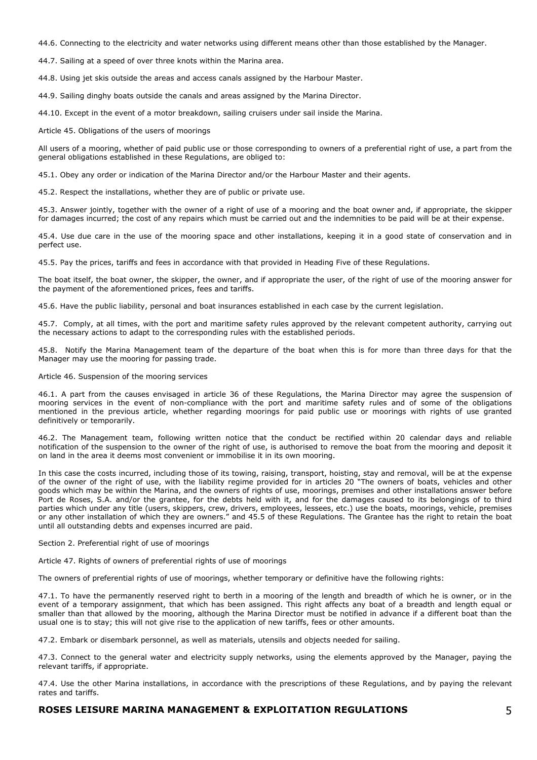44.6. Connecting to the electricity and water networks using different means other than those established by the Manager.

44.7. Sailing at a speed of over three knots within the Marina area.

44.8. Using jet skis outside the areas and access canals assigned by the Harbour Master.

44.9. Sailing dinghy boats outside the canals and areas assigned by the Marina Director.

44.10. Except in the event of a motor breakdown, sailing cruisers under sail inside the Marina.

Article 45. Obligations of the users of moorings

All users of a mooring, whether of paid public use or those corresponding to owners of a preferential right of use, a part from the general obligations established in these Regulations, are obliged to:

45.1. Obey any order or indication of the Marina Director and/or the Harbour Master and their agents.

45.2. Respect the installations, whether they are of public or private use.

45.3. Answer jointly, together with the owner of a right of use of a mooring and the boat owner and, if appropriate, the skipper for damages incurred; the cost of any repairs which must be carried out and the indemnities to be paid will be at their expense.

45.4. Use due care in the use of the mooring space and other installations, keeping it in a good state of conservation and in perfect use.

45.5. Pay the prices, tariffs and fees in accordance with that provided in Heading Five of these Regulations.

The boat itself, the boat owner, the skipper, the owner, and if appropriate the user, of the right of use of the mooring answer for the payment of the aforementioned prices, fees and tariffs.

45.6. Have the public liability, personal and boat insurances established in each case by the current legislation.

45.7. Comply, at all times, with the port and maritime safety rules approved by the relevant competent authority, carrying out the necessary actions to adapt to the corresponding rules with the established periods.

45.8. Notify the Marina Management team of the departure of the boat when this is for more than three days for that the Manager may use the mooring for passing trade.

Article 46. Suspension of the mooring services

46.1. A part from the causes envisaged in article 36 of these Regulations, the Marina Director may agree the suspension of mooring services in the event of non-compliance with the port and maritime safety rules and of some of the obligations mentioned in the previous article, whether regarding moorings for paid public use or moorings with rights of use granted definitively or temporarily.

46.2. The Management team, following written notice that the conduct be rectified within 20 calendar days and reliable notification of the suspension to the owner of the right of use, is authorised to remove the boat from the mooring and deposit it on land in the area it deems most convenient or immobilise it in its own mooring.

In this case the costs incurred, including those of its towing, raising, transport, hoisting, stay and removal, will be at the expense of the owner of the right of use, with the liability regime provided for in articles 20 "The owners of boats, vehicles and other goods which may be within the Marina, and the owners of rights of use, moorings, premises and other installations answer before Port de Roses, S.A. and/or the grantee, for the debts held with it, and for the damages caused to its belongings of to third parties which under any title (users, skippers, crew, drivers, employees, lessees, etc.) use the boats, moorings, vehicle, premises or any other installation of which they are owners." and 45.5 of these Regulations. The Grantee has the right to retain the boat until all outstanding debts and expenses incurred are paid.

Section 2. Preferential right of use of moorings

Article 47. Rights of owners of preferential rights of use of moorings

The owners of preferential rights of use of moorings, whether temporary or definitive have the following rights:

47.1. To have the permanently reserved right to berth in a mooring of the length and breadth of which he is owner, or in the event of a temporary assignment, that which has been assigned. This right affects any boat of a breadth and length equal or smaller than that allowed by the mooring, although the Marina Director must be notified in advance if a different boat than the usual one is to stay; this will not give rise to the application of new tariffs, fees or other amounts.

47.2. Embark or disembark personnel, as well as materials, utensils and objects needed for sailing.

47.3. Connect to the general water and electricity supply networks, using the elements approved by the Manager, paying the relevant tariffs, if appropriate.

47.4. Use the other Marina installations, in accordance with the prescriptions of these Regulations, and by paying the relevant rates and tariffs.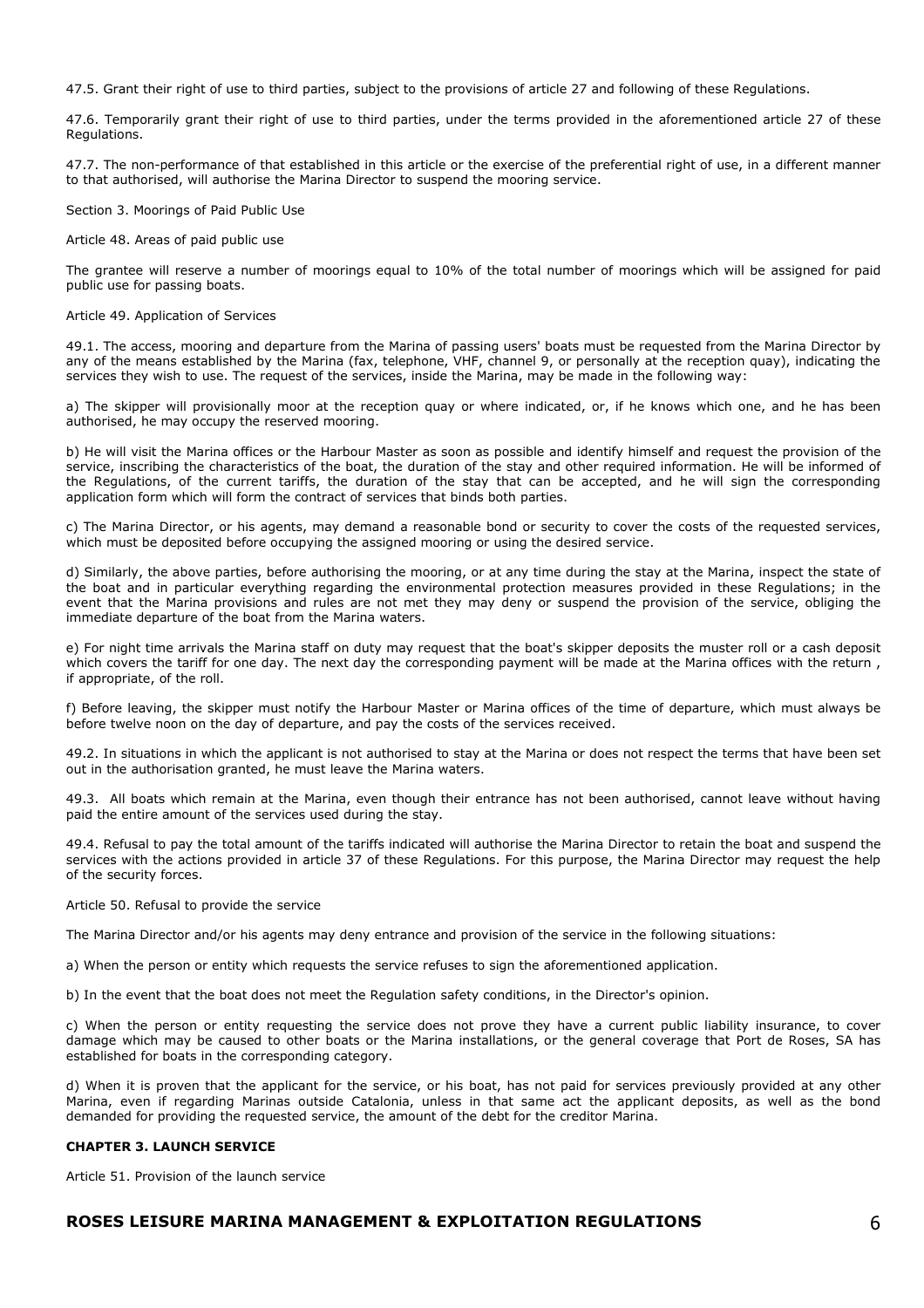47.5. Grant their right of use to third parties, subject to the provisions of article 27 and following of these Regulations.

47.6. Temporarily grant their right of use to third parties, under the terms provided in the aforementioned article 27 of these Regulations.

47.7. The non-performance of that established in this article or the exercise of the preferential right of use, in a different manner to that authorised, will authorise the Marina Director to suspend the mooring service.

Section 3. Moorings of Paid Public Use

Article 48. Areas of paid public use

The grantee will reserve a number of moorings equal to 10% of the total number of moorings which will be assigned for paid public use for passing boats.

Article 49. Application of Services

49.1. The access, mooring and departure from the Marina of passing users' boats must be requested from the Marina Director by any of the means established by the Marina (fax, telephone, VHF, channel 9, or personally at the reception quay), indicating the services they wish to use. The request of the services, inside the Marina, may be made in the following way:

a) The skipper will provisionally moor at the reception quay or where indicated, or, if he knows which one, and he has been authorised, he may occupy the reserved mooring.

b) He will visit the Marina offices or the Harbour Master as soon as possible and identify himself and request the provision of the service, inscribing the characteristics of the boat, the duration of the stay and other required information. He will be informed of the Regulations, of the current tariffs, the duration of the stay that can be accepted, and he will sign the corresponding application form which will form the contract of services that binds both parties.

c) The Marina Director, or his agents, may demand a reasonable bond or security to cover the costs of the requested services, which must be deposited before occupying the assigned mooring or using the desired service.

d) Similarly, the above parties, before authorising the mooring, or at any time during the stay at the Marina, inspect the state of the boat and in particular everything regarding the environmental protection measures provided in these Regulations; in the event that the Marina provisions and rules are not met they may deny or suspend the provision of the service, obliging the immediate departure of the boat from the Marina waters.

e) For night time arrivals the Marina staff on duty may request that the boat's skipper deposits the muster roll or a cash deposit which covers the tariff for one day. The next day the corresponding payment will be made at the Marina offices with the return , if appropriate, of the roll.

f) Before leaving, the skipper must notify the Harbour Master or Marina offices of the time of departure, which must always be before twelve noon on the day of departure, and pay the costs of the services received.

49.2. In situations in which the applicant is not authorised to stay at the Marina or does not respect the terms that have been set out in the authorisation granted, he must leave the Marina waters.

49.3. All boats which remain at the Marina, even though their entrance has not been authorised, cannot leave without having paid the entire amount of the services used during the stay.

49.4. Refusal to pay the total amount of the tariffs indicated will authorise the Marina Director to retain the boat and suspend the services with the actions provided in article 37 of these Regulations. For this purpose, the Marina Director may request the help of the security forces.

Article 50. Refusal to provide the service

The Marina Director and/or his agents may deny entrance and provision of the service in the following situations:

a) When the person or entity which requests the service refuses to sign the aforementioned application.

b) In the event that the boat does not meet the Regulation safety conditions, in the Director's opinion.

c) When the person or entity requesting the service does not prove they have a current public liability insurance, to cover damage which may be caused to other boats or the Marina installations, or the general coverage that Port de Roses, SA has established for boats in the corresponding category.

d) When it is proven that the applicant for the service, or his boat, has not paid for services previously provided at any other Marina, even if regarding Marinas outside Catalonia, unless in that same act the applicant deposits, as well as the bond demanded for providing the requested service, the amount of the debt for the creditor Marina.

**CHAPTER 3. LAUNCH SERVICE**

Article 51. Provision of the launch service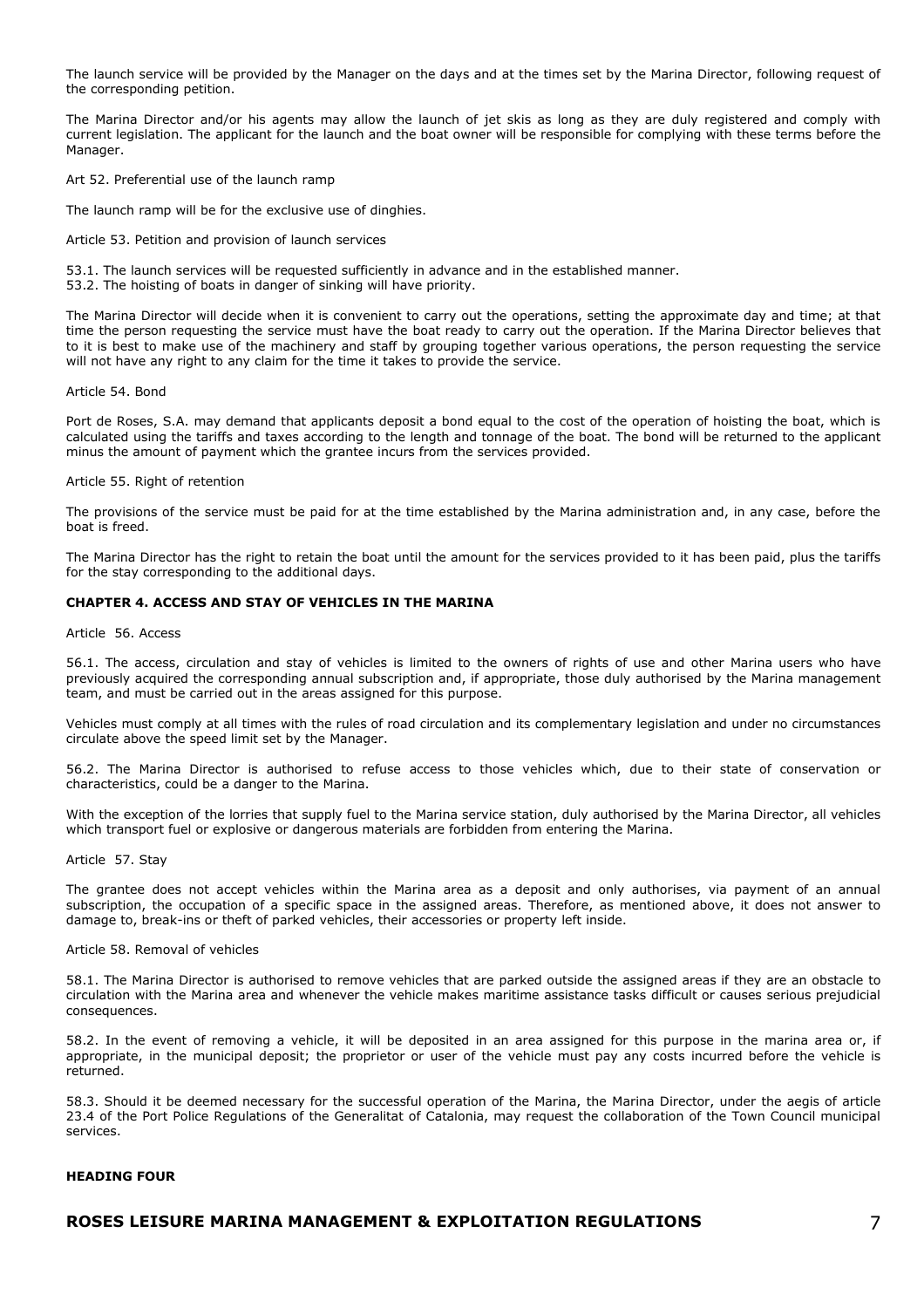The launch service will be provided by the Manager on the days and at the times set by the Marina Director, following request of the corresponding petition.

The Marina Director and/or his agents may allow the launch of jet skis as long as they are duly registered and comply with current legislation. The applicant for the launch and the boat owner will be responsible for complying with these terms before the Manager.

Art 52. Preferential use of the launch ramp

The launch ramp will be for the exclusive use of dinghies.

Article 53. Petition and provision of launch services

53.1. The launch services will be requested sufficiently in advance and in the established manner.
53.2. The hoisting of boats in danger of sinking will have priority.

The Marina Director will decide when it is convenient to carry out the operations, setting the approximate day and time; at that time the person requesting the service must have the boat ready to carry out the operation. If the Marina Director believes that to it is best to make use of the machinery and staff by grouping together various operations, the person requesting the service will not have any right to any claim for the time it takes to provide the service.

Article 54. Bond

Port de Roses, S.A. may demand that applicants deposit a bond equal to the cost of the operation of hoisting the boat, which is calculated using the tariffs and taxes according to the length and tonnage of the boat. The bond will be returned to the applicant minus the amount of payment which the grantee incurs from the services provided.

Article 55. Right of retention

The provisions of the service must be paid for at the time established by the Marina administration and, in any case, before the boat is freed.

The Marina Director has the right to retain the boat until the amount for the services provided to it has been paid, plus the tariffs for the stay corresponding to the additional days.

**CHAPTER 4. ACCESS AND STAY OF VEHICLES IN THE MARINA**

Article 56. Access

56.1. The access, circulation and stay of vehicles is limited to the owners of rights of use and other Marina users who have previously acquired the corresponding annual subscription and, if appropriate, those duly authorised by the Marina management team, and must be carried out in the areas assigned for this purpose.

Vehicles must comply at all times with the rules of road circulation and its complementary legislation and under no circumstances circulate above the speed limit set by the Manager.

56.2. The Marina Director is authorised to refuse access to those vehicles which, due to their state of conservation or characteristics, could be a danger to the Marina.

With the exception of the lorries that supply fuel to the Marina service station, duly authorised by the Marina Director, all vehicles which transport fuel or explosive or dangerous materials are forbidden from entering the Marina.

Article 57. Stay

The grantee does not accept vehicles within the Marina area as a deposit and only authorises, via payment of an annual subscription, the occupation of a specific space in the assigned areas. Therefore, as mentioned above, it does not answer to damage to, break-ins or theft of parked vehicles, their accessories or property left inside.

Article 58. Removal of vehicles

58.1. The Marina Director is authorised to remove vehicles that are parked outside the assigned areas if they are an obstacle to circulation with the Marina area and whenever the vehicle makes maritime assistance tasks difficult or causes serious prejudicial consequences.

58.2. In the event of removing a vehicle, it will be deposited in an area assigned for this purpose in the marina area or, if appropriate, in the municipal deposit; the proprietor or user of the vehicle must pay any costs incurred before the vehicle is returned.

58.3. Should it be deemed necessary for the successful operation of the Marina, the Marina Director, under the aegis of article 23.4 of the Port Police Regulations of the Generalitat of Catalonia, may request the collaboration of the Town Council municipal services.

**HEADING FOUR**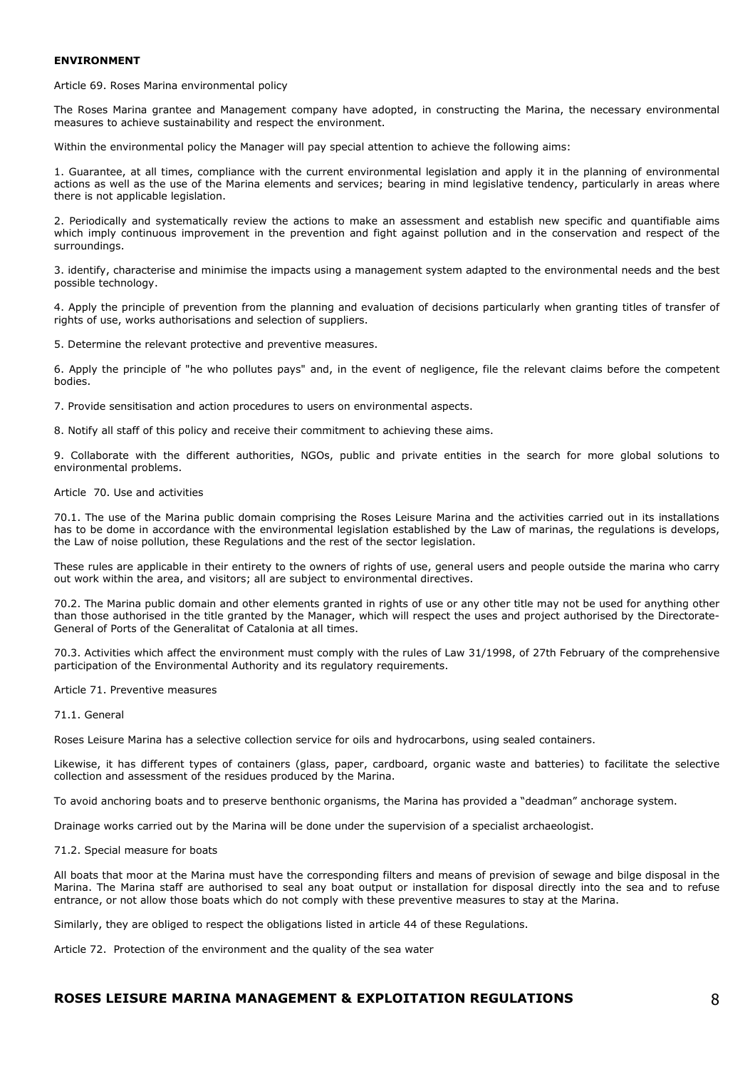**ENVIRONMENT**

Article 69. Roses Marina environmental policy

The Roses Marina grantee and Management company have adopted, in constructing the Marina, the necessary environmental measures to achieve sustainability and respect the environment.

Within the environmental policy the Manager will pay special attention to achieve the following aims:

1. Guarantee, at all times, compliance with the current environmental legislation and apply it in the planning of environmental actions as well as the use of the Marina elements and services; bearing in mind legislative tendency, particularly in areas where there is not applicable legislation.

2. Periodically and systematically review the actions to make an assessment and establish new specific and quantifiable aims which imply continuous improvement in the prevention and fight against pollution and in the conservation and respect of the surroundings.

3. identify, characterise and minimise the impacts using a management system adapted to the environmental needs and the best possible technology.

4. Apply the principle of prevention from the planning and evaluation of decisions particularly when granting titles of transfer of rights of use, works authorisations and selection of suppliers.

5. Determine the relevant protective and preventive measures.

6. Apply the principle of "he who pollutes pays" and, in the event of negligence, file the relevant claims before the competent bodies.

7. Provide sensitisation and action procedures to users on environmental aspects.

8. Notify all staff of this policy and receive their commitment to achieving these aims.

9. Collaborate with the different authorities, NGOs, public and private entities in the search for more global solutions to environmental problems.

Article 70. Use and activities

70.1. The use of the Marina public domain comprising the Roses Leisure Marina and the activities carried out in its installations has to be dome in accordance with the environmental legislation established by the Law of marinas, the regulations is develops, the Law of noise pollution, these Regulations and the rest of the sector legislation.

These rules are applicable in their entirety to the owners of rights of use, general users and people outside the marina who carry out work within the area, and visitors; all are subject to environmental directives.

70.2. The Marina public domain and other elements granted in rights of use or any other title may not be used for anything other than those authorised in the title granted by the Manager, which will respect the uses and project authorised by the Directorate-General of Ports of the Generalitat of Catalonia at all times.

70.3. Activities which affect the environment must comply with the rules of Law 31/1998, of 27th February of the comprehensive participation of the Environmental Authority and its regulatory requirements.

Article 71. Preventive measures

71.1. General

Roses Leisure Marina has a selective collection service for oils and hydrocarbons, using sealed containers.

Likewise, it has different types of containers (glass, paper, cardboard, organic waste and batteries) to facilitate the selective collection and assessment of the residues produced by the Marina.

To avoid anchoring boats and to preserve benthonic organisms, the Marina has provided a "deadman" anchorage system.

Drainage works carried out by the Marina will be done under the supervision of a specialist archaeologist.

71.2. Special measure for boats

All boats that moor at the Marina must have the corresponding filters and means of prevision of sewage and bilge disposal in the Marina. The Marina staff are authorised to seal any boat output or installation for disposal directly into the sea and to refuse entrance, or not allow those boats which do not comply with these preventive measures to stay at the Marina.

Similarly, they are obliged to respect the obligations listed in article 44 of these Regulations.

Article 72. Protection of the environment and the quality of the sea water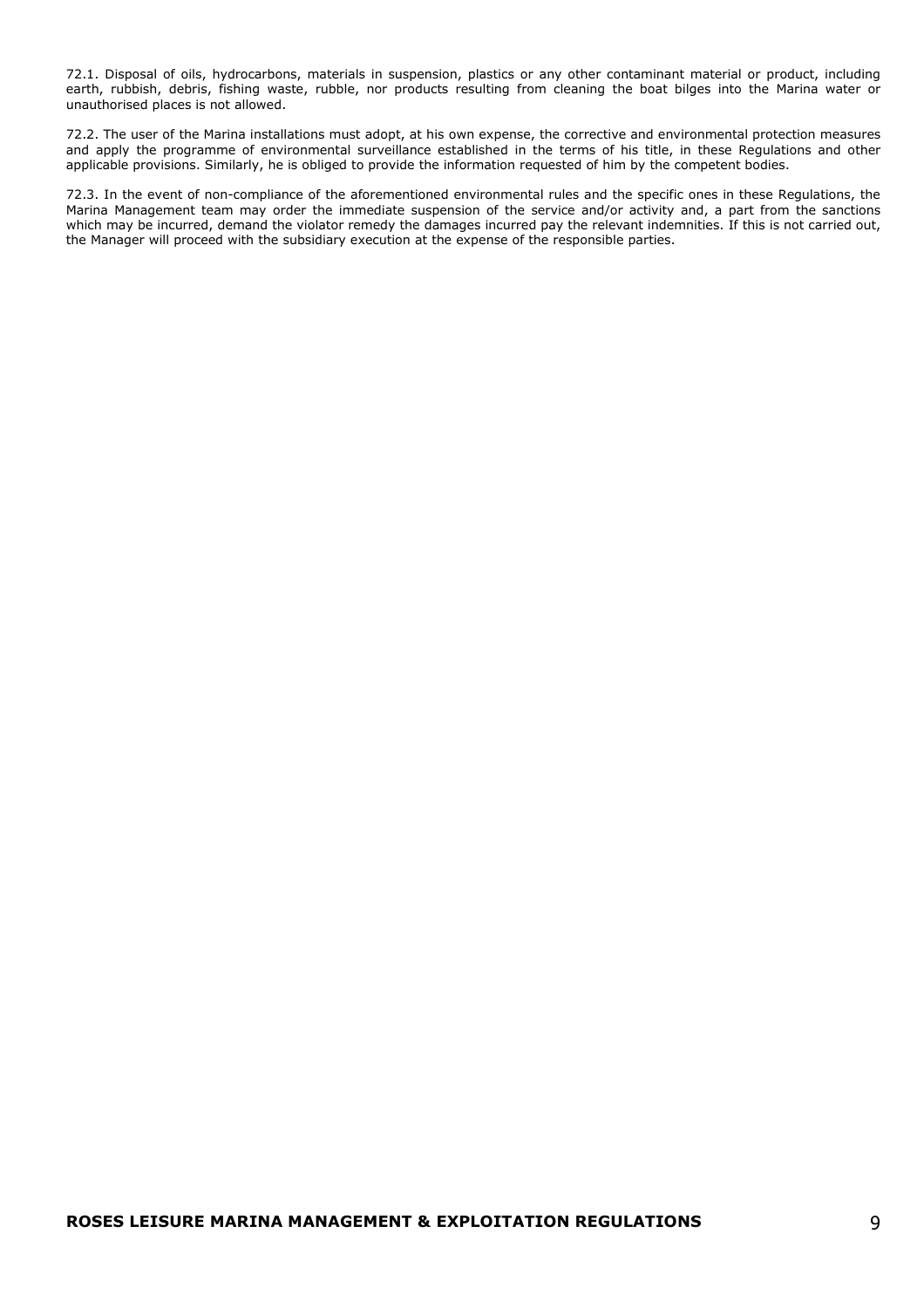72.1. Disposal of oils, hydrocarbons, materials in suspension, plastics or any other contaminant material or product, including earth, rubbish, debris, fishing waste, rubble, nor products resulting from cleaning the boat bilges into the Marina water or unauthorised places is not allowed.

72.2. The user of the Marina installations must adopt, at his own expense, the corrective and environmental protection measures and apply the programme of environmental surveillance established in the terms of his title, in these Regulations and other applicable provisions. Similarly, he is obliged to provide the information requested of him by the competent bodies.

72.3. In the event of non-compliance of the aforementioned environmental rules and the specific ones in these Regulations, the Marina Management team may order the immediate suspension of the service and/or activity and, a part from the sanctions which may be incurred, demand the violator remedy the damages incurred pay the relevant indemnities. If this is not carried out, the Manager will proceed with the subsidiary execution at the expense of the responsible parties.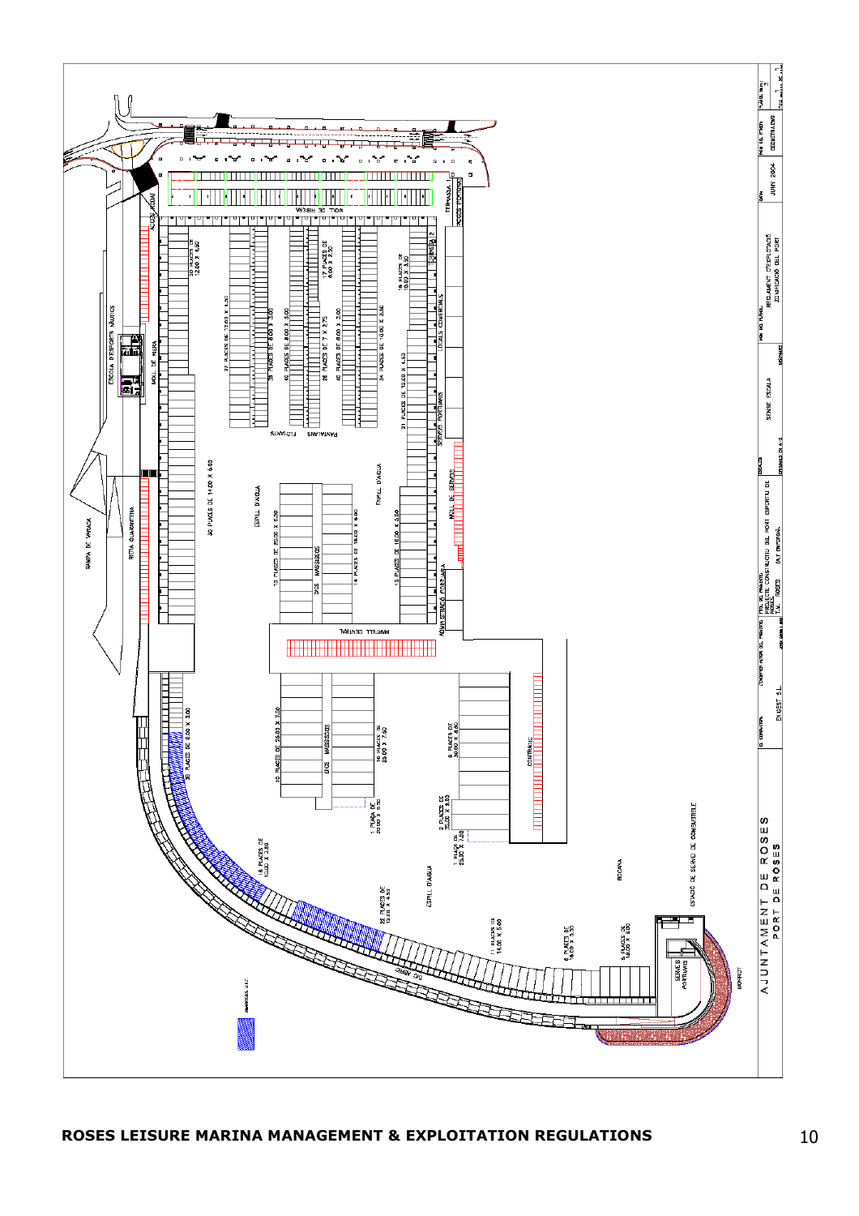ESCOLA D'ESPORTS NÀUTICS

RAMPA DE VARADA

RIBA QUARANTENA

MOLL DE RIBERA

MOLL DE RIBERA

ACCÉS RODAT

TERRASSA 1

LOCALS COMERCIALS

TERRASSA 2

SERVEIS PORTUARIS

MOLL DE SERVEIS

ADMINISTRACIÓ PORTUÀRIA

ESPILL D'AIGUA

PANTALANS FLOTANTS

DICS MASSISSOS

MARTELL CENTRAL

CONTRADIC

BOCANA

ESPAI DE SERVEI DE COMBUSTIBLE

SERVEIS PORTUARIS

MORRO

DIC ABRIC

30 PLACES DE 12.00 X 4.50

27 PLACES DE 12.00 X 4.50

38 PLACES DE 8.00 X 3.00

40 PLACES DE 8.00 X 3.00

17 PLACES DE 6.00 X 2.50

26 PLACES DE 7 X 2.75

40 PLACES DE 8.00 X 3.00

16 PLACES DE 10.00 X 3.50

34 PLACES DE 10.00 X 3.50

21 PLACES DE 12.00 X 4.50

30 PLACES DE 14.00 X 5.00

13 PLACES DE 20.00 X 6.50

14 PLACES DE 18.00 X 6.00

15 PLACES DE 18.00 X 5.50

10 PLACES DE 26.00 X 7.50

16 PLACES DE 26.00 X 7.50

38 PLACES DE 8.00 X 3.00

9 PLACES DE 30.00 X 8.50

1 PLAÇA DE 30.00 X 8.50

2 PLACES DE 35.00 X 9.00

1 PLAÇA DE 25.00 X 7.00

6 PLACES DE 10.00 X 3.80

22 PLACES DE 12.00 X 4.50

11 PLACES DE 14.00 X 5.00

6 PLACES DE 16.00 X 5.50

5 PLACES DE 18.00 X 6.00

AJUNTAMENT DE ROSES
PORT DE ROSES

| EL CONSULTOR | TÍTOL DEL PROJECTE | ESCALES | NOM DEL PLÀNOL | DATA | NOM DEL FITXER | PLÀNOL NÚM. |
|---|---|---|---|---|---|---|
| ENGEST S.L. | PROJECTE CONSTRUCTIU DEL PORT ESPORTIU DE ROSES T.M. ROSES (ALT EMPORDÀ) | SENSE ESCALA | REGLAMENT D'EXPLOTACIÓ ZONIFICACIÓ DEL PORT | JUNY 2004 | GENERAL.DWG | 3 |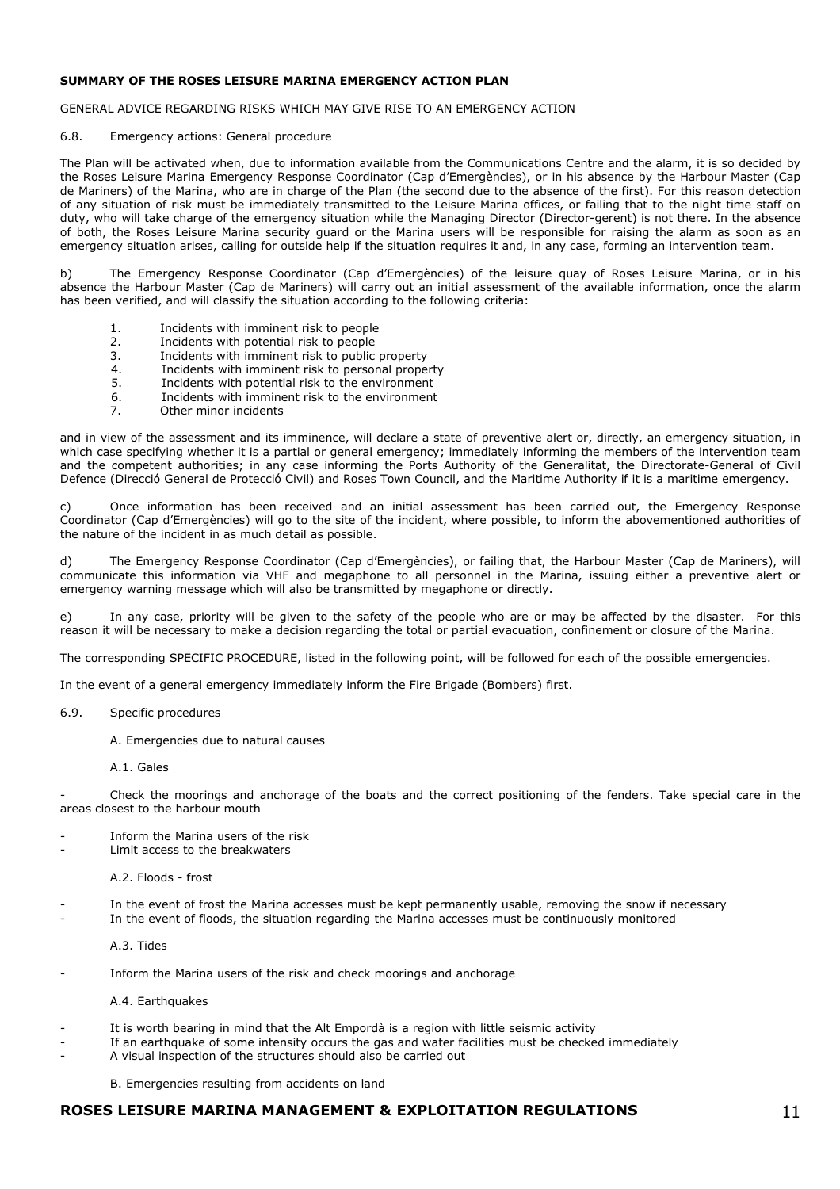**SUMMARY OF THE ROSES LEISURE MARINA EMERGENCY ACTION PLAN**

GENERAL ADVICE REGARDING RISKS WHICH MAY GIVE RISE TO AN EMERGENCY ACTION

6.8. Emergency actions: General procedure

The Plan will be activated when, due to information available from the Communications Centre and the alarm, it is so decided by the Roses Leisure Marina Emergency Response Coordinator (Cap d'Emergències), or in his absence by the Harbour Master (Cap de Mariners) of the Marina, who are in charge of the Plan (the second due to the absence of the first). For this reason detection of any situation of risk must be immediately transmitted to the Leisure Marina offices, or failing that to the night time staff on duty, who will take charge of the emergency situation while the Managing Director (Director-gerent) is not there. In the absence of both, the Roses Leisure Marina security guard or the Marina users will be responsible for raising the alarm as soon as an emergency situation arises, calling for outside help if the situation requires it and, in any case, forming an intervention team.

b) The Emergency Response Coordinator (Cap d'Emergències) of the leisure quay of Roses Leisure Marina, or in his absence the Harbour Master (Cap de Mariners) will carry out an initial assessment of the available information, once the alarm has been verified, and will classify the situation according to the following criteria:

1. Incidents with imminent risk to people
2. Incidents with potential risk to people
3. Incidents with imminent risk to public property
4. Incidents with imminent risk to personal property
5. Incidents with potential risk to the environment
6. Incidents with imminent risk to the environment
7. Other minor incidents

and in view of the assessment and its imminence, will declare a state of preventive alert or, directly, an emergency situation, in which case specifying whether it is a partial or general emergency; immediately informing the members of the intervention team and the competent authorities; in any case informing the Ports Authority of the Generalitat, the Directorate-General of Civil Defence (Direcció General de Protecció Civil) and Roses Town Council, and the Maritime Authority if it is a maritime emergency.

c) Once information has been received and an initial assessment has been carried out, the Emergency Response Coordinator (Cap d'Emergències) will go to the site of the incident, where possible, to inform the abovementioned authorities of the nature of the incident in as much detail as possible.

d) The Emergency Response Coordinator (Cap d'Emergències), or failing that, the Harbour Master (Cap de Mariners), will communicate this information via VHF and megaphone to all personnel in the Marina, issuing either a preventive alert or emergency warning message which will also be transmitted by megaphone or directly.

e) In any case, priority will be given to the safety of the people who are or may be affected by the disaster. For this reason it will be necessary to make a decision regarding the total or partial evacuation, confinement or closure of the Marina.

The corresponding SPECIFIC PROCEDURE, listed in the following point, will be followed for each of the possible emergencies.

In the event of a general emergency immediately inform the Fire Brigade (Bombers) first.

6.9. Specific procedures

A. Emergencies due to natural causes

A.1. Gales

- Check the moorings and anchorage of the boats and the correct positioning of the fenders. Take special care in the areas closest to the harbour mouth
- Inform the Marina users of the risk
- Limit access to the breakwaters

A.2. Floods - frost

- In the event of frost the Marina accesses must be kept permanently usable, removing the snow if necessary
- In the event of floods, the situation regarding the Marina accesses must be continuously monitored

A.3. Tides

- Inform the Marina users of the risk and check moorings and anchorage

A.4. Earthquakes

- It is worth bearing in mind that the Alt Empordà is a region with little seismic activity
- If an earthquake of some intensity occurs the gas and water facilities must be checked immediately
- A visual inspection of the structures should also be carried out

B. Emergencies resulting from accidents on land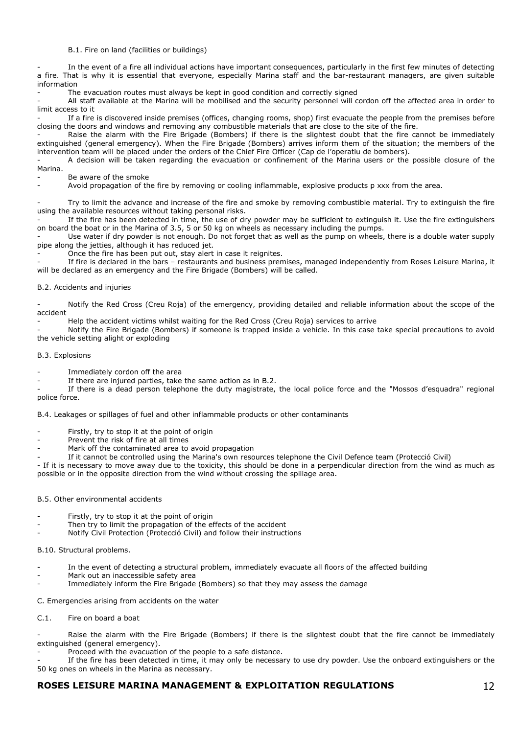B.1. Fire on land (facilities or buildings)

- In the event of a fire all individual actions have important consequences, particularly in the first few minutes of detecting a fire. That is why it is essential that everyone, especially Marina staff and the bar-restaurant managers, are given suitable information
- The evacuation routes must always be kept in good condition and correctly signed
- All staff available at the Marina will be mobilised and the security personnel will cordon off the affected area in order to limit access to it
- If a fire is discovered inside premises (offices, changing rooms, shop) first evacuate the people from the premises before closing the doors and windows and removing any combustible materials that are close to the site of the fire.
- Raise the alarm with the Fire Brigade (Bombers) if there is the slightest doubt that the fire cannot be immediately extinguished (general emergency). When the Fire Brigade (Bombers) arrives inform them of the situation; the members of the intervention team will be placed under the orders of the Chief Fire Officer (Cap de l'operatiu de bombers).
- A decision will be taken regarding the evacuation or confinement of the Marina users or the possible closure of the Marina.
- Be aware of the smoke
- Avoid propagation of the fire by removing or cooling inflammable, explosive products p xxx from the area.

- Try to limit the advance and increase of the fire and smoke by removing combustible material. Try to extinguish the fire using the available resources without taking personal risks.
- If the fire has been detected in time, the use of dry powder may be sufficient to extinguish it. Use the fire extinguishers on board the boat or in the Marina of 3.5, 5 or 50 kg on wheels as necessary including the pumps.
- Use water if dry powder is not enough. Do not forget that as well as the pump on wheels, there is a double water supply pipe along the jetties, although it has reduced jet.
- Once the fire has been put out, stay alert in case it reignites.
- If fire is declared in the bars – restaurants and business premises, managed independently from Roses Leisure Marina, it will be declared as an emergency and the Fire Brigade (Bombers) will be called.

B.2. Accidents and injuries

- Notify the Red Cross (Creu Roja) of the emergency, providing detailed and reliable information about the scope of the accident
- Help the accident victims whilst waiting for the Red Cross (Creu Roja) services to arrive
- Notify the Fire Brigade (Bombers) if someone is trapped inside a vehicle. In this case take special precautions to avoid the vehicle setting alight or exploding

B.3. Explosions

- Immediately cordon off the area
- If there are injured parties, take the same action as in B.2.
- If there is a dead person telephone the duty magistrate, the local police force and the "Mossos d'esquadra" regional police force.

B.4. Leakages or spillages of fuel and other inflammable products or other contaminants

- Firstly, try to stop it at the point of origin
- Prevent the risk of fire at all times
- Mark off the contaminated area to avoid propagation
- If it cannot be controlled using the Marina's own resources telephone the Civil Defence team (Protecció Civil)
- If it is necessary to move away due to the toxicity, this should be done in a perpendicular direction from the wind as much as possible or in the opposite direction from the wind without crossing the spillage area.

B.5. Other environmental accidents

- Firstly, try to stop it at the point of origin
- Then try to limit the propagation of the effects of the accident
- Notify Civil Protection (Protecció Civil) and follow their instructions

B.10. Structural problems.

- In the event of detecting a structural problem, immediately evacuate all floors of the affected building
- Mark out an inaccessible safety area
- Immediately inform the Fire Brigade (Bombers) so that they may assess the damage

C. Emergencies arising from accidents on the water

C.1. Fire on board a boat

- Raise the alarm with the Fire Brigade (Bombers) if there is the slightest doubt that the fire cannot be immediately extinguished (general emergency).
- Proceed with the evacuation of the people to a safe distance.
- If the fire has been detected in time, it may only be necessary to use dry powder. Use the onboard extinguishers or the 50 kg ones on wheels in the Marina as necessary.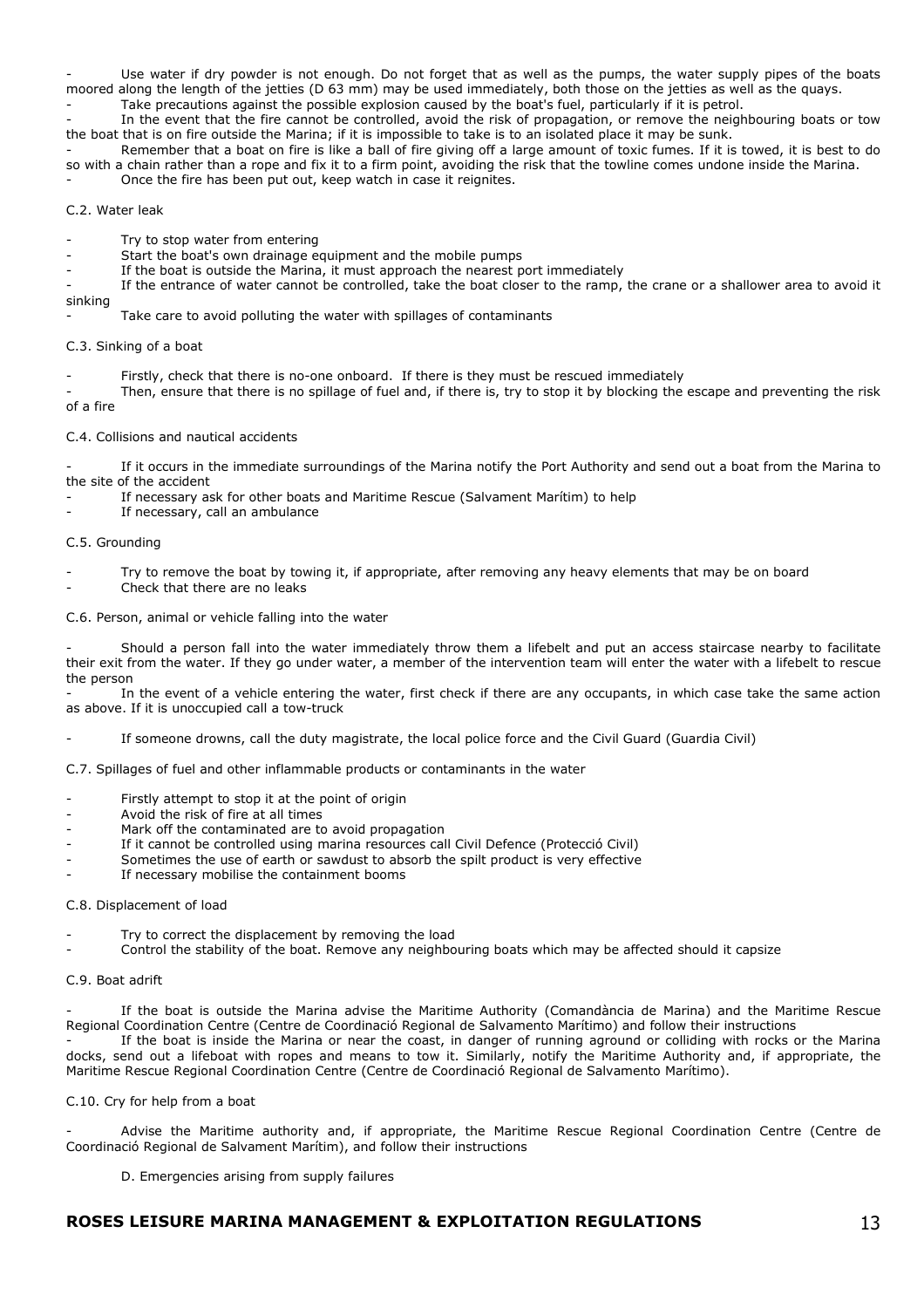- Use water if dry powder is not enough. Do not forget that as well as the pumps, the water supply pipes of the boats moored along the length of the jetties (D 63 mm) may be used immediately, both those on the jetties as well as the quays.
- Take precautions against the possible explosion caused by the boat's fuel, particularly if it is petrol.
- In the event that the fire cannot be controlled, avoid the risk of propagation, or remove the neighbouring boats or tow the boat that is on fire outside the Marina; if it is impossible to take is to an isolated place it may be sunk.
- Remember that a boat on fire is like a ball of fire giving off a large amount of toxic fumes. If it is towed, it is best to do so with a chain rather than a rope and fix it to a firm point, avoiding the risk that the towline comes undone inside the Marina.
- Once the fire has been put out, keep watch in case it reignites.

C.2. Water leak

- Try to stop water from entering
- Start the boat's own drainage equipment and the mobile pumps
- If the boat is outside the Marina, it must approach the nearest port immediately
- If the entrance of water cannot be controlled, take the boat closer to the ramp, the crane or a shallower area to avoid it sinking
- Take care to avoid polluting the water with spillages of contaminants

C.3. Sinking of a boat

- Firstly, check that there is no-one onboard. If there is they must be rescued immediately
- Then, ensure that there is no spillage of fuel and, if there is, try to stop it by blocking the escape and preventing the risk of a fire

C.4. Collisions and nautical accidents

- If it occurs in the immediate surroundings of the Marina notify the Port Authority and send out a boat from the Marina to the site of the accident
- If necessary ask for other boats and Maritime Rescue (Salvament Marítim) to help
- If necessary, call an ambulance

C.5. Grounding

- Try to remove the boat by towing it, if appropriate, after removing any heavy elements that may be on board
- Check that there are no leaks

C.6. Person, animal or vehicle falling into the water

- Should a person fall into the water immediately throw them a lifebelt and put an access staircase nearby to facilitate their exit from the water. If they go under water, a member of the intervention team will enter the water with a lifebelt to rescue the person
- In the event of a vehicle entering the water, first check if there are any occupants, in which case take the same action as above. If it is unoccupied call a tow-truck

- If someone drowns, call the duty magistrate, the local police force and the Civil Guard (Guardia Civil)

C.7. Spillages of fuel and other inflammable products or contaminants in the water

- Firstly attempt to stop it at the point of origin
- Avoid the risk of fire at all times
- Mark off the contaminated are to avoid propagation
- If it cannot be controlled using marina resources call Civil Defence (Protecció Civil)
- Sometimes the use of earth or sawdust to absorb the spilt product is very effective
- If necessary mobilise the containment booms

C.8. Displacement of load

- Try to correct the displacement by removing the load
- Control the stability of the boat. Remove any neighbouring boats which may be affected should it capsize

C.9. Boat adrift

- If the boat is outside the Marina advise the Maritime Authority (Comandància de Marina) and the Maritime Rescue Regional Coordination Centre (Centre de Coordinació Regional de Salvamento Marítimo) and follow their instructions
- If the boat is inside the Marina or near the coast, in danger of running aground or colliding with rocks or the Marina docks, send out a lifeboat with ropes and means to tow it. Similarly, notify the Maritime Authority and, if appropriate, the Maritime Rescue Regional Coordination Centre (Centre de Coordinació Regional de Salvamento Marítimo).

C.10. Cry for help from a boat

- Advise the Maritime authority and, if appropriate, the Maritime Rescue Regional Coordination Centre (Centre de Coordinació Regional de Salvament Marítim), and follow their instructions

D. Emergencies arising from supply failures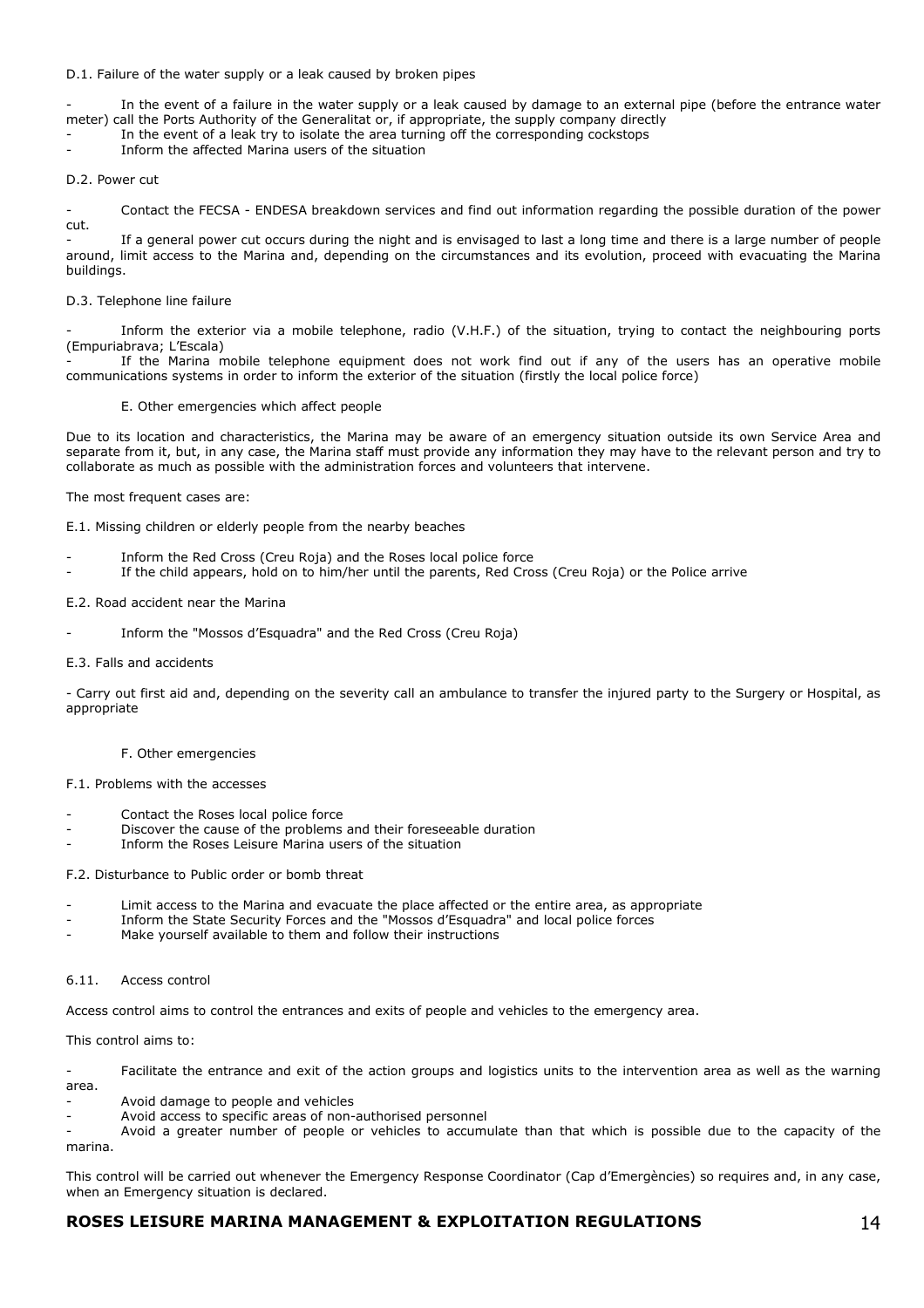D.1. Failure of the water supply or a leak caused by broken pipes

- In the event of a failure in the water supply or a leak caused by damage to an external pipe (before the entrance water meter) call the Ports Authority of the Generalitat or, if appropriate, the supply company directly
- In the event of a leak try to isolate the area turning off the corresponding cockstops
- Inform the affected Marina users of the situation

D.2. Power cut

- Contact the FECSA - ENDESA breakdown services and find out information regarding the possible duration of the power cut.
- If a general power cut occurs during the night and is envisaged to last a long time and there is a large number of people around, limit access to the Marina and, depending on the circumstances and its evolution, proceed with evacuating the Marina buildings.

D.3. Telephone line failure

- Inform the exterior via a mobile telephone, radio (V.H.F.) of the situation, trying to contact the neighbouring ports (Empuriabrava; L'Escala)
- If the Marina mobile telephone equipment does not work find out if any of the users has an operative mobile communications systems in order to inform the exterior of the situation (firstly the local police force)

E. Other emergencies which affect people

Due to its location and characteristics, the Marina may be aware of an emergency situation outside its own Service Area and separate from it, but, in any case, the Marina staff must provide any information they may have to the relevant person and try to collaborate as much as possible with the administration forces and volunteers that intervene.

The most frequent cases are:

E.1. Missing children or elderly people from the nearby beaches

- Inform the Red Cross (Creu Roja) and the Roses local police force
- If the child appears, hold on to him/her until the parents, Red Cross (Creu Roja) or the Police arrive

E.2. Road accident near the Marina

- Inform the "Mossos d'Esquadra" and the Red Cross (Creu Roja)

E.3. Falls and accidents

- Carry out first aid and, depending on the severity call an ambulance to transfer the injured party to the Surgery or Hospital, as appropriate

F. Other emergencies

F.1. Problems with the accesses

- Contact the Roses local police force
- Discover the cause of the problems and their foreseeable duration
- Inform the Roses Leisure Marina users of the situation

F.2. Disturbance to Public order or bomb threat

- Limit access to the Marina and evacuate the place affected or the entire area, as appropriate
- Inform the State Security Forces and the "Mossos d'Esquadra" and local police forces
- Make yourself available to them and follow their instructions

6.11. Access control

Access control aims to control the entrances and exits of people and vehicles to the emergency area.

This control aims to:

- Facilitate the entrance and exit of the action groups and logistics units to the intervention area as well as the warning area.
- Avoid damage to people and vehicles
- Avoid access to specific areas of non-authorised personnel
- Avoid a greater number of people or vehicles to accumulate than that which is possible due to the capacity of the marina.

This control will be carried out whenever the Emergency Response Coordinator (Cap d'Emergències) so requires and, in any case, when an Emergency situation is declared.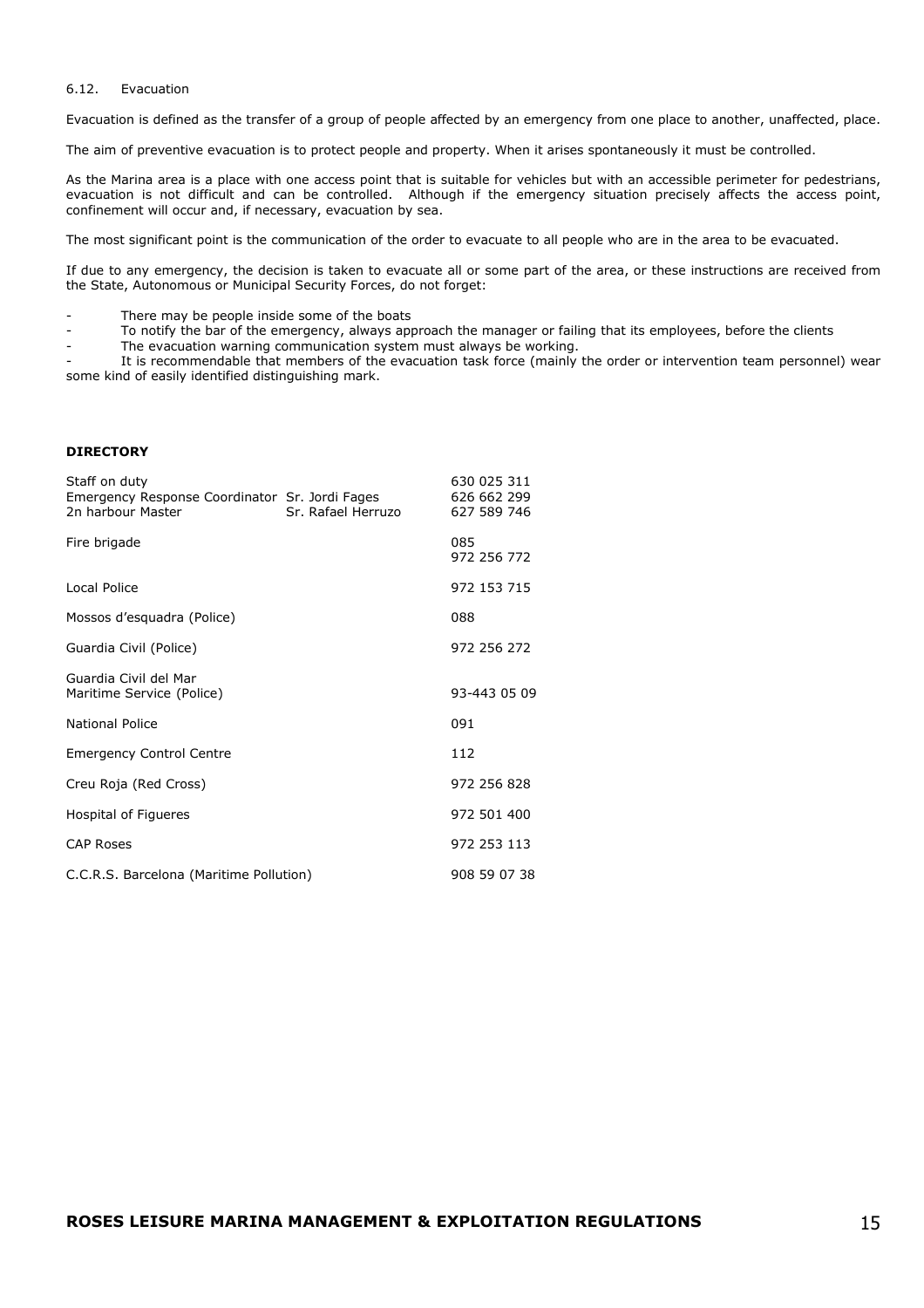### 6.12. Evacuation

Evacuation is defined as the transfer of a group of people affected by an emergency from one place to another, unaffected, place.

The aim of preventive evacuation is to protect people and property. When it arises spontaneously it must be controlled.

As the Marina area is a place with one access point that is suitable for vehicles but with an accessible perimeter for pedestrians, evacuation is not difficult and can be controlled. Although if the emergency situation precisely affects the access point, confinement will occur and, if necessary, evacuation by sea.

The most significant point is the communication of the order to evacuate to all people who are in the area to be evacuated.

If due to any emergency, the decision is taken to evacuate all or some part of the area, or these instructions are received from the State, Autonomous or Municipal Security Forces, do not forget:

- There may be people inside some of the boats
- To notify the bar of the emergency, always approach the manager or failing that its employees, before the clients
- The evacuation warning communication system must always be working.
- It is recommendable that members of the evacuation task force (mainly the order or intervention team personnel) wear some kind of easily identified distinguishing mark.

**DIRECTORY**

| | | |
|---|---|---|
| Staff on duty | | 630 025 311 |
| Emergency Response Coordinator | Sr. Jordi Fages | 626 662 299 |
| 2n harbour Master | Sr. Rafael Herruzo | 627 589 746 |
| Fire brigade | | 085<br>972 256 772 |
| Local Police | | 972 153 715 |
| Mossos d'esquadra (Police) | | 088 |
| Guardia Civil (Police) | | 972 256 272 |
| Guardia Civil del Mar<br>Maritime Service (Police) | | 93-443 05 09 |
| National Police | | 091 |
| Emergency Control Centre | | 112 |
| Creu Roja (Red Cross) | | 972 256 828 |
| Hospital of Figueres | | 972 501 400 |
| CAP Roses | | 972 253 113 |
| C.C.R.S. Barcelona (Maritime Pollution) | | 908 59 07 38 |